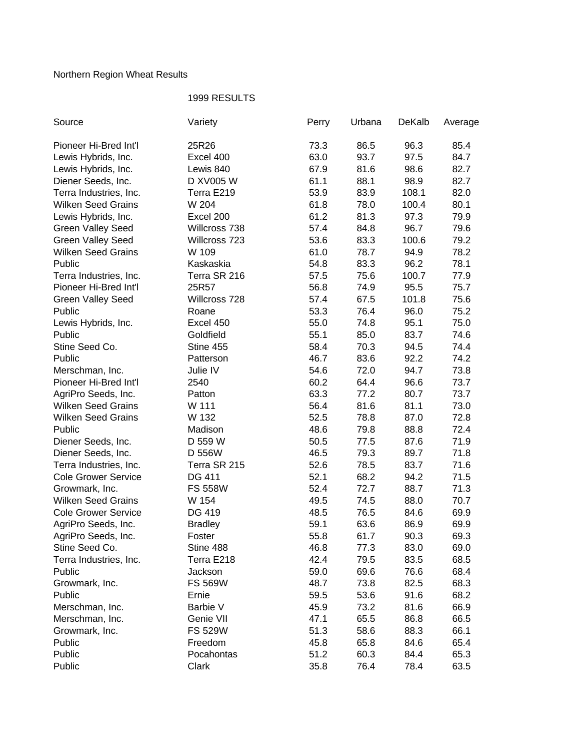Northern Region Wheat Results

1999 RESULTS

| Source | Variety | Perry | Urbana | DeKalb | Average |
|---|---|---|---|---|---|
| Pioneer Hi-Bred Int'l | 25R26 | 73.3 | 86.5 | 96.3 | 85.4 |
| Lewis Hybrids, Inc. | Excel 400 | 63.0 | 93.7 | 97.5 | 84.7 |
| Lewis Hybrids, Inc. | Lewis 840 | 67.9 | 81.6 | 98.6 | 82.7 |
| Diener Seeds, Inc. | D XV005 W | 61.1 | 88.1 | 98.9 | 82.7 |
| Terra Industries, Inc. | Terra E219 | 53.9 | 83.9 | 108.1 | 82.0 |
| Wilken Seed Grains | W 204 | 61.8 | 78.0 | 100.4 | 80.1 |
| Lewis Hybrids, Inc. | Excel 200 | 61.2 | 81.3 | 97.3 | 79.9 |
| Green Valley Seed | Willcross 738 | 57.4 | 84.8 | 96.7 | 79.6 |
| Green Valley Seed | Willcross 723 | 53.6 | 83.3 | 100.6 | 79.2 |
| Wilken Seed Grains | W 109 | 61.0 | 78.7 | 94.9 | 78.2 |
| Public | Kaskaskia | 54.8 | 83.3 | 96.2 | 78.1 |
| Terra Industries, Inc. | Terra SR 216 | 57.5 | 75.6 | 100.7 | 77.9 |
| Pioneer Hi-Bred Int'l | 25R57 | 56.8 | 74.9 | 95.5 | 75.7 |
| Green Valley Seed | Willcross 728 | 57.4 | 67.5 | 101.8 | 75.6 |
| Public | Roane | 53.3 | 76.4 | 96.0 | 75.2 |
| Lewis Hybrids, Inc. | Excel 450 | 55.0 | 74.8 | 95.1 | 75.0 |
| Public | Goldfield | 55.1 | 85.0 | 83.7 | 74.6 |
| Stine Seed Co. | Stine 455 | 58.4 | 70.3 | 94.5 | 74.4 |
| Public | Patterson | 46.7 | 83.6 | 92.2 | 74.2 |
| Merschman, Inc. | Julie IV | 54.6 | 72.0 | 94.7 | 73.8 |
| Pioneer Hi-Bred Int'l | 2540 | 60.2 | 64.4 | 96.6 | 73.7 |
| AgriPro Seeds, Inc. | Patton | 63.3 | 77.2 | 80.7 | 73.7 |
| Wilken Seed Grains | W 111 | 56.4 | 81.6 | 81.1 | 73.0 |
| Wilken Seed Grains | W 132 | 52.5 | 78.8 | 87.0 | 72.8 |
| Public | Madison | 48.6 | 79.8 | 88.8 | 72.4 |
| Diener Seeds, Inc. | D 559 W | 50.5 | 77.5 | 87.6 | 71.9 |
| Diener Seeds, Inc. | D 556W | 46.5 | 79.3 | 89.7 | 71.8 |
| Terra Industries, Inc. | Terra SR 215 | 52.6 | 78.5 | 83.7 | 71.6 |
| Cole Grower Service | DG 411 | 52.1 | 68.2 | 94.2 | 71.5 |
| Growmark, Inc. | FS 558W | 52.4 | 72.7 | 88.7 | 71.3 |
| Wilken Seed Grains | W 154 | 49.5 | 74.5 | 88.0 | 70.7 |
| Cole Grower Service | DG 419 | 48.5 | 76.5 | 84.6 | 69.9 |
| AgriPro Seeds, Inc. | Bradley | 59.1 | 63.6 | 86.9 | 69.9 |
| AgriPro Seeds, Inc. | Foster | 55.8 | 61.7 | 90.3 | 69.3 |
| Stine Seed Co. | Stine 488 | 46.8 | 77.3 | 83.0 | 69.0 |
| Terra Industries, Inc. | Terra E218 | 42.4 | 79.5 | 83.5 | 68.5 |
| Public | Jackson | 59.0 | 69.6 | 76.6 | 68.4 |
| Growmark, Inc. | FS 569W | 48.7 | 73.8 | 82.5 | 68.3 |
| Public | Ernie | 59.5 | 53.6 | 91.6 | 68.2 |
| Merschman, Inc. | Barbie V | 45.9 | 73.2 | 81.6 | 66.9 |
| Merschman, Inc. | Genie VII | 47.1 | 65.5 | 86.8 | 66.5 |
| Growmark, Inc. | FS 529W | 51.3 | 58.6 | 88.3 | 66.1 |
| Public | Freedom | 45.8 | 65.8 | 84.6 | 65.4 |
| Public | Pocahontas | 51.2 | 60.3 | 84.4 | 65.3 |
| Public | Clark | 35.8 | 76.4 | 78.4 | 63.5 |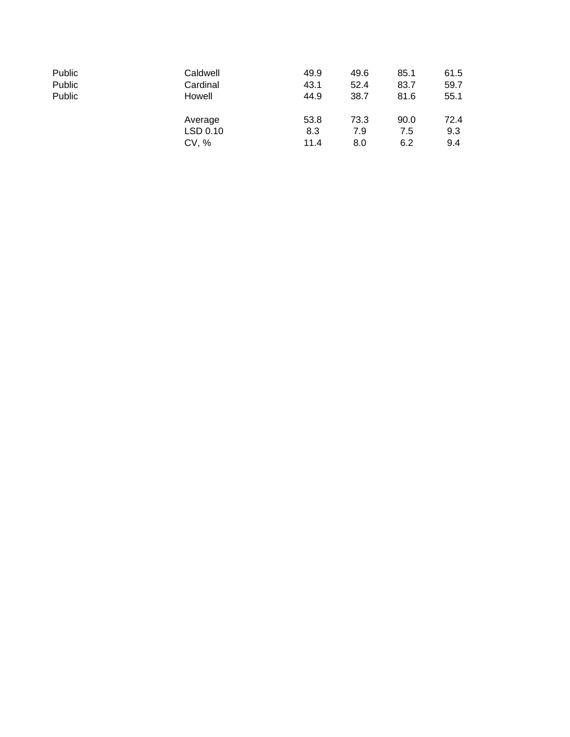| | | | | | |
|---|---|---|---|---|---|
| Public | Caldwell | 49.9 | 49.6 | 85.1 | 61.5 |
| Public | Cardinal | 43.1 | 52.4 | 83.7 | 59.7 |
| Public | Howell | 44.9 | 38.7 | 81.6 | 55.1 |
| | | | | | |
| | Average | 53.8 | 73.3 | 90.0 | 72.4 |
| | LSD 0.10 | 8.3 | 7.9 | 7.5 | 9.3 |
| | CV, % | 11.4 | 8.0 | 6.2 | 9.4 |